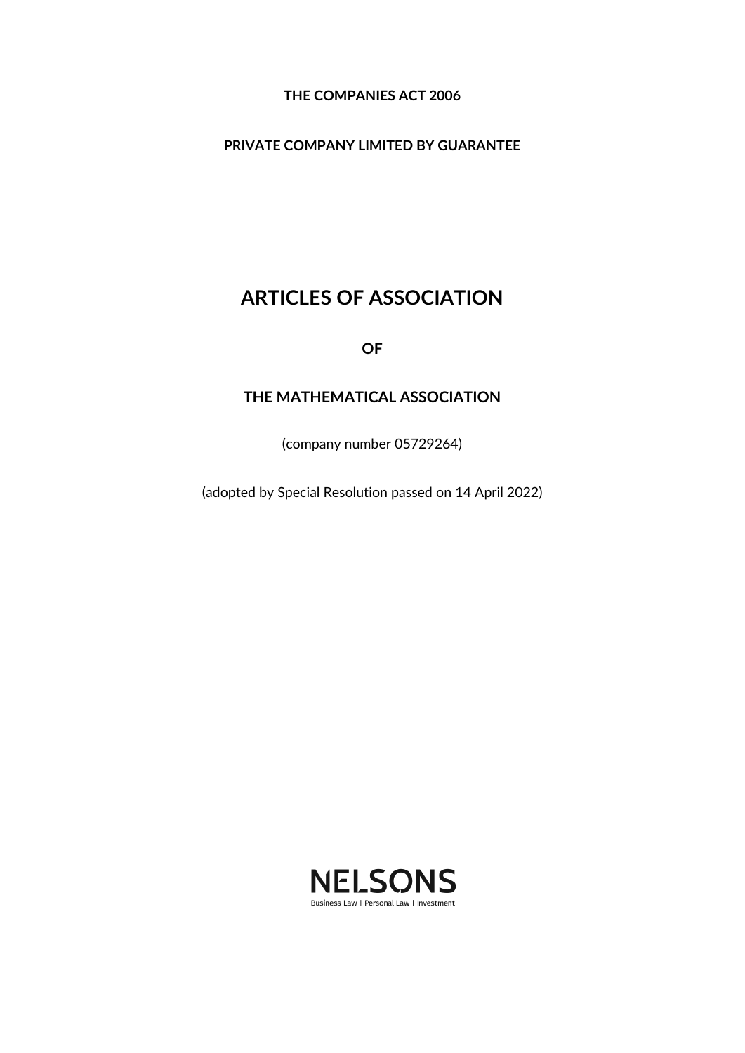**THE COMPANIES ACT 2006**

**PRIVATE COMPANY LIMITED BY GUARANTEE**

# ARTICLES OF ASSOCIATION

**OF**

**THE MATHEMATICAL ASSOCIATION**

(company number 05729264)

(adopted by Special Resolution passed on 14 April 2022)

NELSONS

Business Law | Personal Law | Investment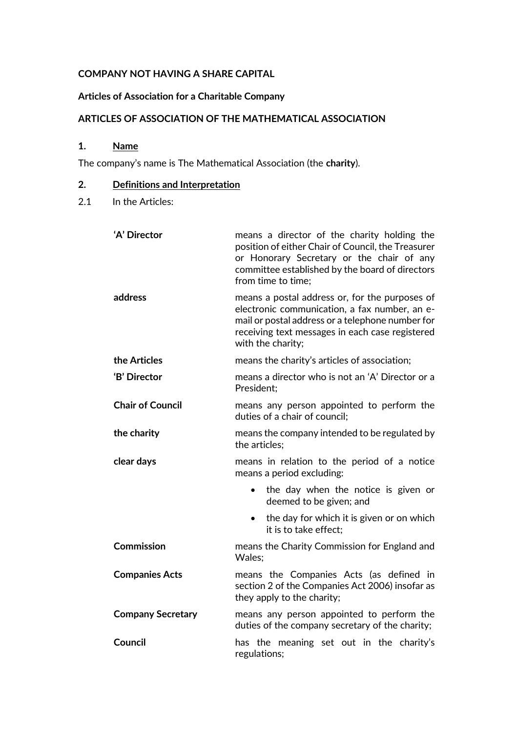**COMPANY NOT HAVING A SHARE CAPITAL**

**Articles of Association for a Charitable Company**

**ARTICLES OF ASSOCIATION OF THE MATHEMATICAL ASSOCIATION**

## 1. Name

The company's name is The Mathematical Association (the **charity**).

## 2. Definitions and Interpretation

2.1 In the Articles:

| | |
|---|---|
| **'A' Director** | means a director of the charity holding the position of either Chair of Council, the Treasurer or Honorary Secretary or the chair of any committee established by the board of directors from time to time; |
| **address** | means a postal address or, for the purposes of electronic communication, a fax number, an e-mail or postal address or a telephone number for receiving text messages in each case registered with the charity; |
| **the Articles** | means the charity's articles of association; |
| **'B' Director** | means a director who is not an 'A' Director or a President; |
| **Chair of Council** | means any person appointed to perform the duties of a chair of council; |
| **the charity** | means the company intended to be regulated by the articles; |
| **clear days** | means in relation to the period of a notice means a period excluding: <br>• the day when the notice is given or deemed to be given; and <br>• the day for which it is given or on which it is to take effect; |
| **Commission** | means the Charity Commission for England and Wales; |
| **Companies Acts** | means the Companies Acts (as defined in section 2 of the Companies Act 2006) insofar as they apply to the charity; |
| **Company Secretary** | means any person appointed to perform the duties of the company secretary of the charity; |
| **Council** | has the meaning set out in the charity's regulations; |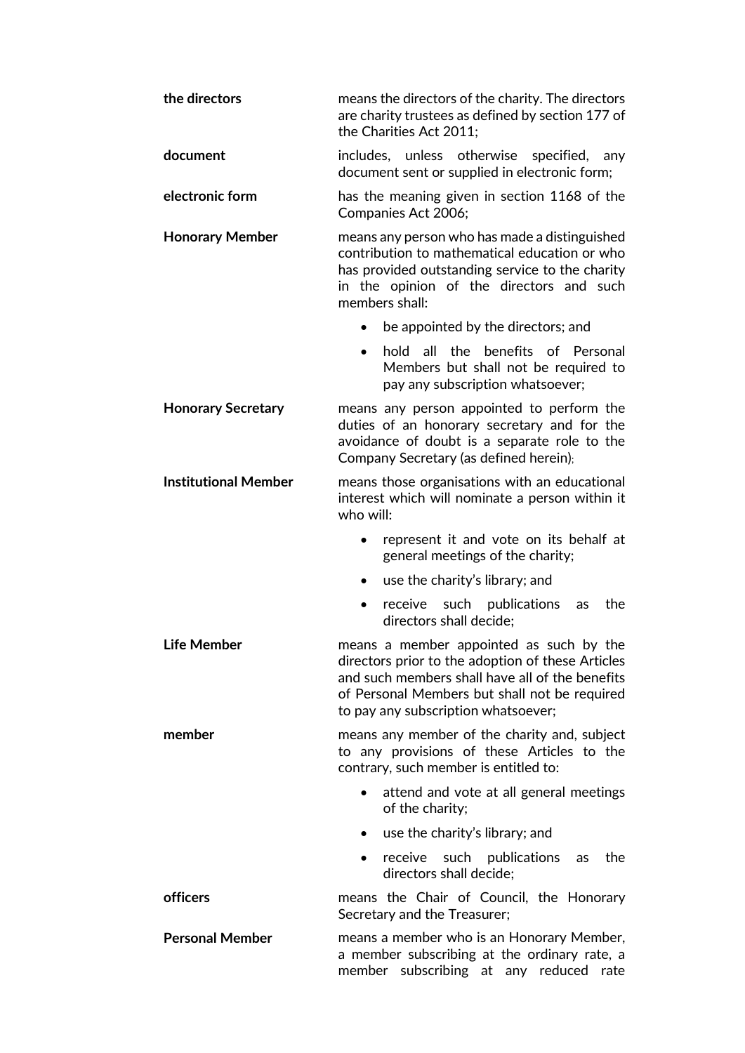| | |
|---|---|
| **the directors** | means the directors of the charity. The directors are charity trustees as defined by section 177 of the Charities Act 2011; |
| **document** | includes, unless otherwise specified, any document sent or supplied in electronic form; |
| **electronic form** | has the meaning given in section 1168 of the Companies Act 2006; |
| **Honorary Member** | means any person who has made a distinguished contribution to mathematical education or who has provided outstanding service to the charity in the opinion of the directors and such members shall: <br>• be appointed by the directors; and <br>• hold all the benefits of Personal Members but shall not be required to pay any subscription whatsoever; |
| **Honorary Secretary** | means any person appointed to perform the duties of an honorary secretary and for the avoidance of doubt is a separate role to the Company Secretary (as defined herein); |
| **Institutional Member** | means those organisations with an educational interest which will nominate a person within it who will: <br>• represent it and vote on its behalf at general meetings of the charity; <br>• use the charity's library; and <br>• receive such publications as the directors shall decide; |
| **Life Member** | means a member appointed as such by the directors prior to the adoption of these Articles and such members shall have all of the benefits of Personal Members but shall not be required to pay any subscription whatsoever; |
| **member** | means any member of the charity and, subject to any provisions of these Articles to the contrary, such member is entitled to: <br>• attend and vote at all general meetings of the charity; <br>• use the charity's library; and <br>• receive such publications as the directors shall decide; |
| **officers** | means the Chair of Council, the Honorary Secretary and the Treasurer; |
| **Personal Member** | means a member who is an Honorary Member, a member subscribing at the ordinary rate, a member subscribing at any reduced rate |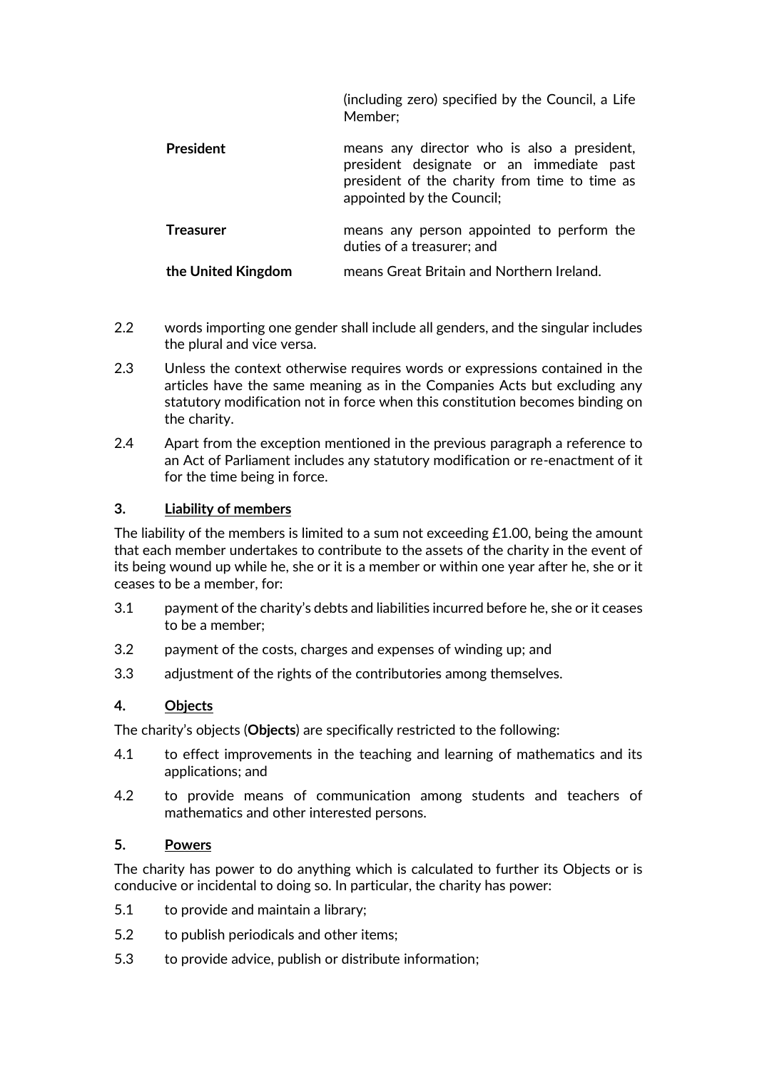| | |
|---|---|
| | (including zero) specified by the Council, a Life Member; |
| **President** | means any director who is also a president, president designate or an immediate past president of the charity from time to time as appointed by the Council; |
| **Treasurer** | means any person appointed to perform the duties of a treasurer; and |
| **the United Kingdom** | means Great Britain and Northern Ireland. |

2.2 words importing one gender shall include all genders, and the singular includes the plural and vice versa.

2.3 Unless the context otherwise requires words or expressions contained in the articles have the same meaning as in the Companies Acts but excluding any statutory modification not in force when this constitution becomes binding on the charity.

2.4 Apart from the exception mentioned in the previous paragraph a reference to an Act of Parliament includes any statutory modification or re-enactment of it for the time being in force.

## 3. Liability of members

The liability of the members is limited to a sum not exceeding £1.00, being the amount that each member undertakes to contribute to the assets of the charity in the event of its being wound up while he, she or it is a member or within one year after he, she or it ceases to be a member, for:

3.1 payment of the charity's debts and liabilities incurred before he, she or it ceases to be a member;

3.2 payment of the costs, charges and expenses of winding up; and

3.3 adjustment of the rights of the contributories among themselves.

## 4. Objects

The charity's objects (**Objects**) are specifically restricted to the following:

4.1 to effect improvements in the teaching and learning of mathematics and its applications; and

4.2 to provide means of communication among students and teachers of mathematics and other interested persons.

## 5. Powers

The charity has power to do anything which is calculated to further its Objects or is conducive or incidental to doing so. In particular, the charity has power:

5.1 to provide and maintain a library;

5.2 to publish periodicals and other items;

5.3 to provide advice, publish or distribute information;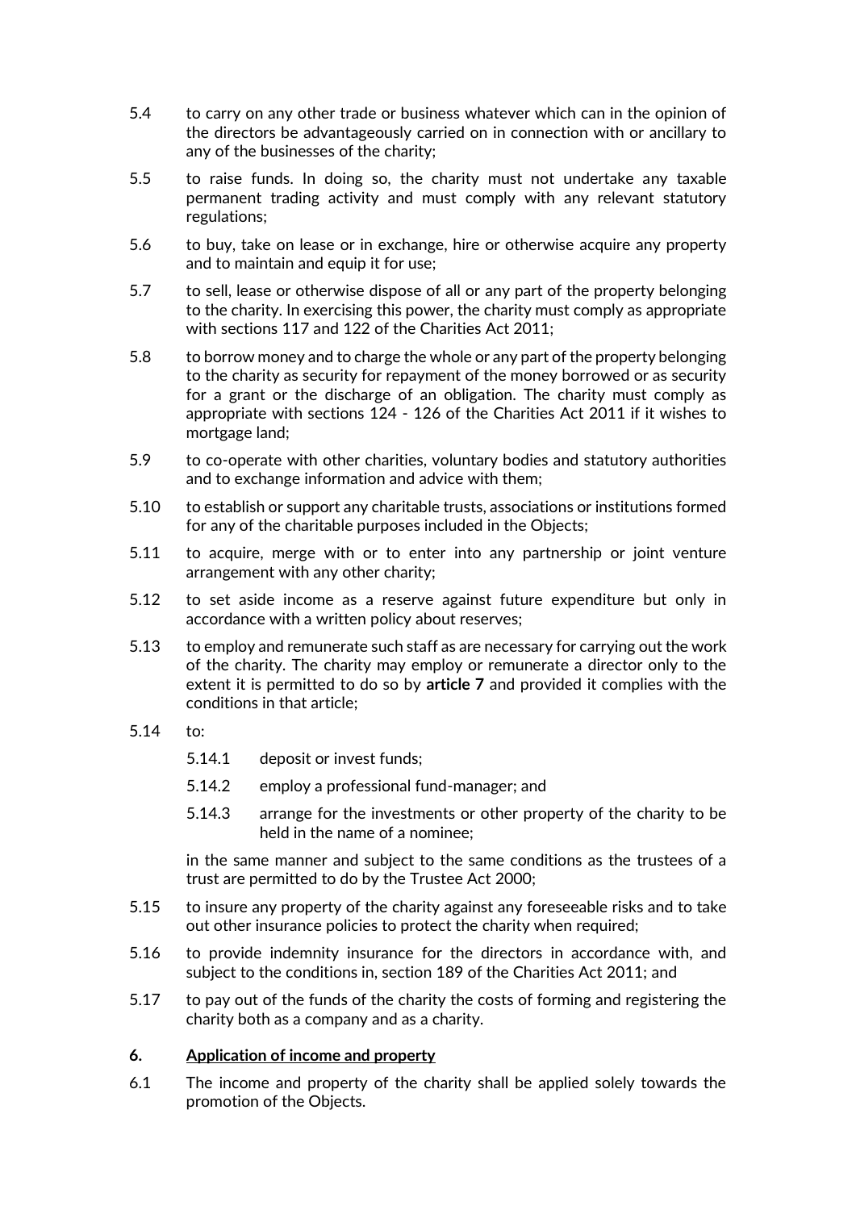5.4 to carry on any other trade or business whatever which can in the opinion of the directors be advantageously carried on in connection with or ancillary to any of the businesses of the charity;

5.5 to raise funds. In doing so, the charity must not undertake any taxable permanent trading activity and must comply with any relevant statutory regulations;

5.6 to buy, take on lease or in exchange, hire or otherwise acquire any property and to maintain and equip it for use;

5.7 to sell, lease or otherwise dispose of all or any part of the property belonging to the charity. In exercising this power, the charity must comply as appropriate with sections 117 and 122 of the Charities Act 2011;

5.8 to borrow money and to charge the whole or any part of the property belonging to the charity as security for repayment of the money borrowed or as security for a grant or the discharge of an obligation. The charity must comply as appropriate with sections 124 - 126 of the Charities Act 2011 if it wishes to mortgage land;

5.9 to co-operate with other charities, voluntary bodies and statutory authorities and to exchange information and advice with them;

5.10 to establish or support any charitable trusts, associations or institutions formed for any of the charitable purposes included in the Objects;

5.11 to acquire, merge with or to enter into any partnership or joint venture arrangement with any other charity;

5.12 to set aside income as a reserve against future expenditure but only in accordance with a written policy about reserves;

5.13 to employ and remunerate such staff as are necessary for carrying out the work of the charity. The charity may employ or remunerate a director only to the extent it is permitted to do so by **article 7** and provided it complies with the conditions in that article;

5.14 to:

5.14.1 deposit or invest funds;

5.14.2 employ a professional fund-manager; and

5.14.3 arrange for the investments or other property of the charity to be held in the name of a nominee;

in the same manner and subject to the same conditions as the trustees of a trust are permitted to do by the Trustee Act 2000;

5.15 to insure any property of the charity against any foreseeable risks and to take out other insurance policies to protect the charity when required;

5.16 to provide indemnity insurance for the directors in accordance with, and subject to the conditions in, section 189 of the Charities Act 2011; and

5.17 to pay out of the funds of the charity the costs of forming and registering the charity both as a company and as a charity.

## 6. Application of income and property

6.1 The income and property of the charity shall be applied solely towards the promotion of the Objects.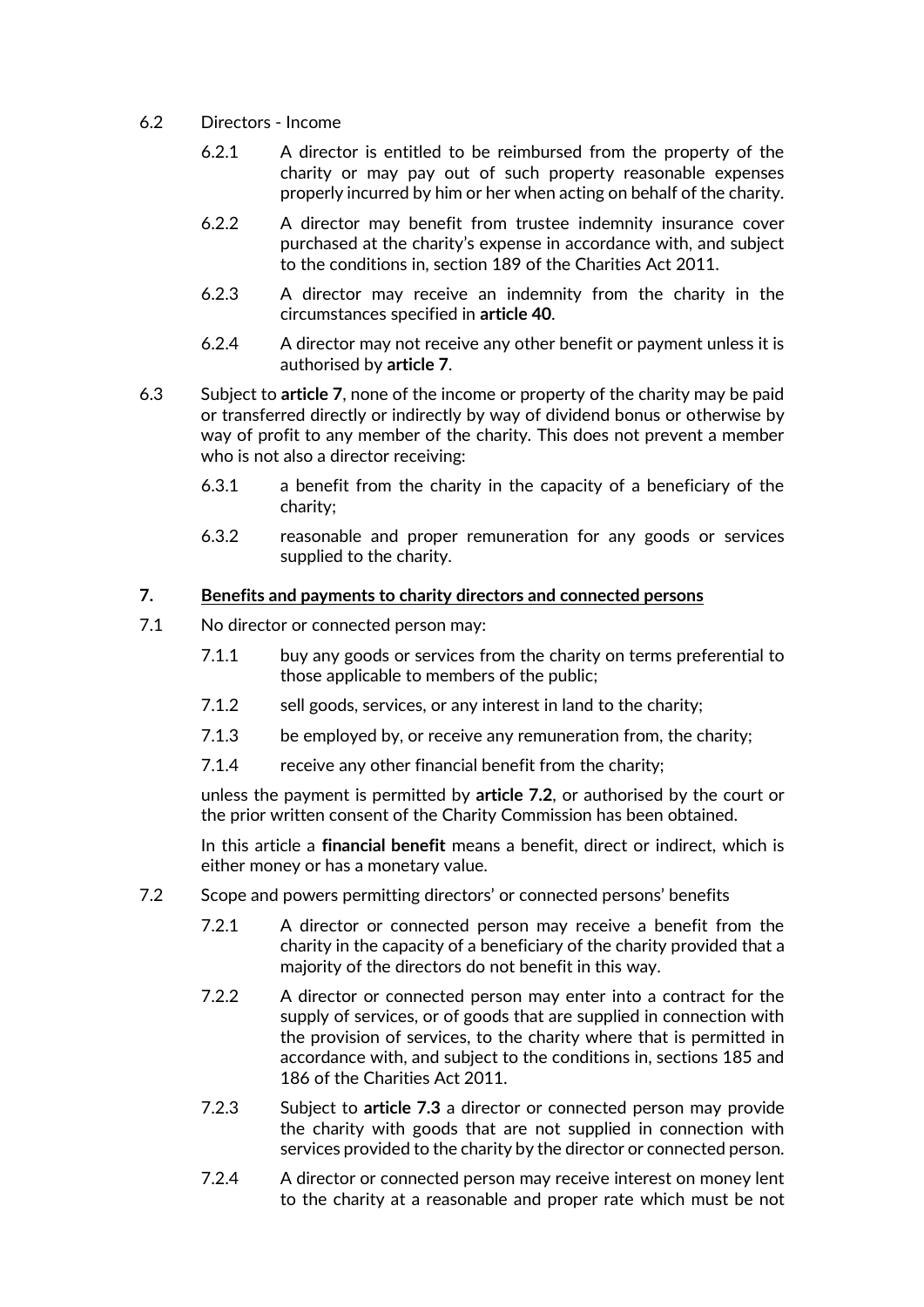6.2 Directors - Income

6.2.1 A director is entitled to be reimbursed from the property of the charity or may pay out of such property reasonable expenses properly incurred by him or her when acting on behalf of the charity.

6.2.2 A director may benefit from trustee indemnity insurance cover purchased at the charity's expense in accordance with, and subject to the conditions in, section 189 of the Charities Act 2011.

6.2.3 A director may receive an indemnity from the charity in the circumstances specified in **article 40**.

6.2.4 A director may not receive any other benefit or payment unless it is authorised by **article 7**.

6.3 Subject to **article 7**, none of the income or property of the charity may be paid or transferred directly or indirectly by way of dividend bonus or otherwise by way of profit to any member of the charity. This does not prevent a member who is not also a director receiving:

6.3.1 a benefit from the charity in the capacity of a beneficiary of the charity;

6.3.2 reasonable and proper remuneration for any goods or services supplied to the charity.

## 7. Benefits and payments to charity directors and connected persons

7.1 No director or connected person may:

7.1.1 buy any goods or services from the charity on terms preferential to those applicable to members of the public;

7.1.2 sell goods, services, or any interest in land to the charity;

7.1.3 be employed by, or receive any remuneration from, the charity;

7.1.4 receive any other financial benefit from the charity;

unless the payment is permitted by **article 7.2**, or authorised by the court or the prior written consent of the Charity Commission has been obtained.

In this article a **financial benefit** means a benefit, direct or indirect, which is either money or has a monetary value.

7.2 Scope and powers permitting directors' or connected persons' benefits

7.2.1 A director or connected person may receive a benefit from the charity in the capacity of a beneficiary of the charity provided that a majority of the directors do not benefit in this way.

7.2.2 A director or connected person may enter into a contract for the supply of services, or of goods that are supplied in connection with the provision of services, to the charity where that is permitted in accordance with, and subject to the conditions in, sections 185 and 186 of the Charities Act 2011.

7.2.3 Subject to **article 7.3** a director or connected person may provide the charity with goods that are not supplied in connection with services provided to the charity by the director or connected person.

7.2.4 A director or connected person may receive interest on money lent to the charity at a reasonable and proper rate which must be not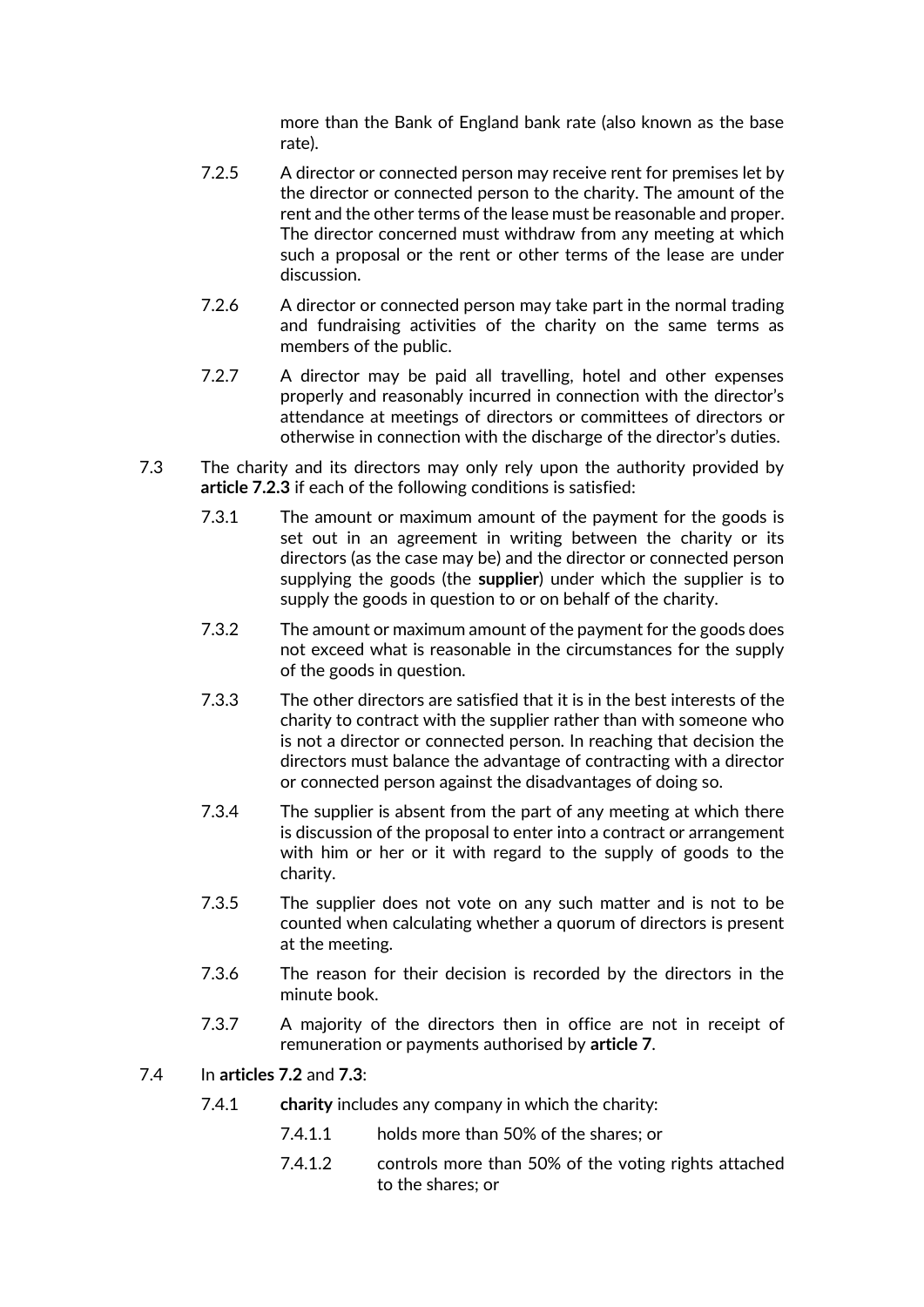more than the Bank of England bank rate (also known as the base rate).

7.2.5 A director or connected person may receive rent for premises let by the director or connected person to the charity. The amount of the rent and the other terms of the lease must be reasonable and proper. The director concerned must withdraw from any meeting at which such a proposal or the rent or other terms of the lease are under discussion.

7.2.6 A director or connected person may take part in the normal trading and fundraising activities of the charity on the same terms as members of the public.

7.2.7 A director may be paid all travelling, hotel and other expenses properly and reasonably incurred in connection with the director's attendance at meetings of directors or committees of directors or otherwise in connection with the discharge of the director's duties.

7.3 The charity and its directors may only rely upon the authority provided by **article 7.2.3** if each of the following conditions is satisfied:

7.3.1 The amount or maximum amount of the payment for the goods is set out in an agreement in writing between the charity or its directors (as the case may be) and the director or connected person supplying the goods (the **supplier**) under which the supplier is to supply the goods in question to or on behalf of the charity.

7.3.2 The amount or maximum amount of the payment for the goods does not exceed what is reasonable in the circumstances for the supply of the goods in question.

7.3.3 The other directors are satisfied that it is in the best interests of the charity to contract with the supplier rather than with someone who is not a director or connected person. In reaching that decision the directors must balance the advantage of contracting with a director or connected person against the disadvantages of doing so.

7.3.4 The supplier is absent from the part of any meeting at which there is discussion of the proposal to enter into a contract or arrangement with him or her or it with regard to the supply of goods to the charity.

7.3.5 The supplier does not vote on any such matter and is not to be counted when calculating whether a quorum of directors is present at the meeting.

7.3.6 The reason for their decision is recorded by the directors in the minute book.

7.3.7 A majority of the directors then in office are not in receipt of remuneration or payments authorised by **article 7**.

7.4 In **articles 7.2** and **7.3**:

7.4.1 **charity** includes any company in which the charity:

7.4.1.1 holds more than 50% of the shares; or

7.4.1.2 controls more than 50% of the voting rights attached to the shares; or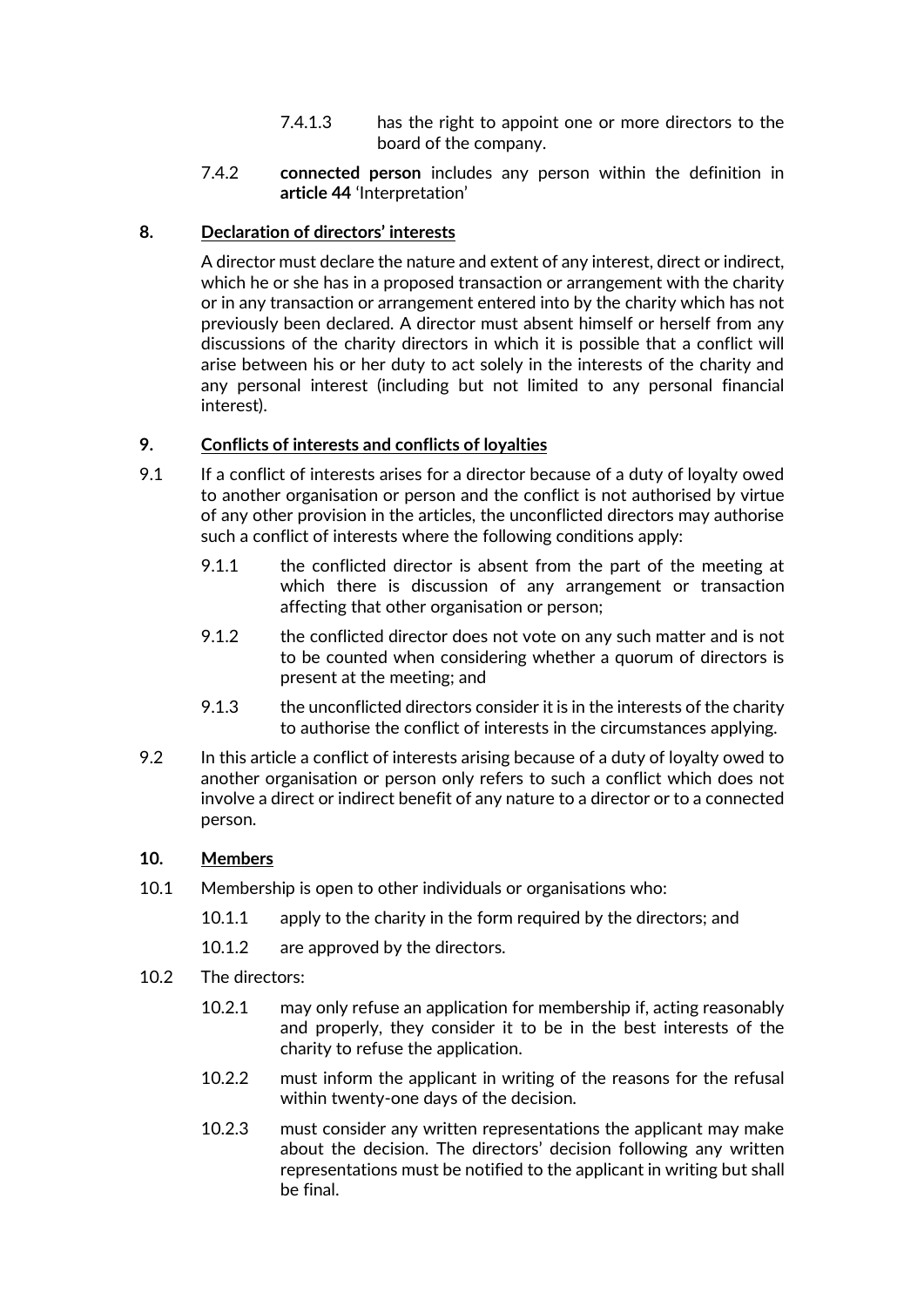7.4.1.3 has the right to appoint one or more directors to the board of the company.

7.4.2 **connected person** includes any person within the definition in **article 44** 'Interpretation'

## 8. Declaration of directors' interests

A director must declare the nature and extent of any interest, direct or indirect, which he or she has in a proposed transaction or arrangement with the charity or in any transaction or arrangement entered into by the charity which has not previously been declared. A director must absent himself or herself from any discussions of the charity directors in which it is possible that a conflict will arise between his or her duty to act solely in the interests of the charity and any personal interest (including but not limited to any personal financial interest).

## 9. Conflicts of interests and conflicts of loyalties

9.1 If a conflict of interests arises for a director because of a duty of loyalty owed to another organisation or person and the conflict is not authorised by virtue of any other provision in the articles, the unconflicted directors may authorise such a conflict of interests where the following conditions apply:

9.1.1 the conflicted director is absent from the part of the meeting at which there is discussion of any arrangement or transaction affecting that other organisation or person;

9.1.2 the conflicted director does not vote on any such matter and is not to be counted when considering whether a quorum of directors is present at the meeting; and

9.1.3 the unconflicted directors consider it is in the interests of the charity to authorise the conflict of interests in the circumstances applying.

9.2 In this article a conflict of interests arising because of a duty of loyalty owed to another organisation or person only refers to such a conflict which does not involve a direct or indirect benefit of any nature to a director or to a connected person.

## 10. Members

10.1 Membership is open to other individuals or organisations who:

10.1.1 apply to the charity in the form required by the directors; and

10.1.2 are approved by the directors.

10.2 The directors:

10.2.1 may only refuse an application for membership if, acting reasonably and properly, they consider it to be in the best interests of the charity to refuse the application.

10.2.2 must inform the applicant in writing of the reasons for the refusal within twenty-one days of the decision.

10.2.3 must consider any written representations the applicant may make about the decision. The directors' decision following any written representations must be notified to the applicant in writing but shall be final.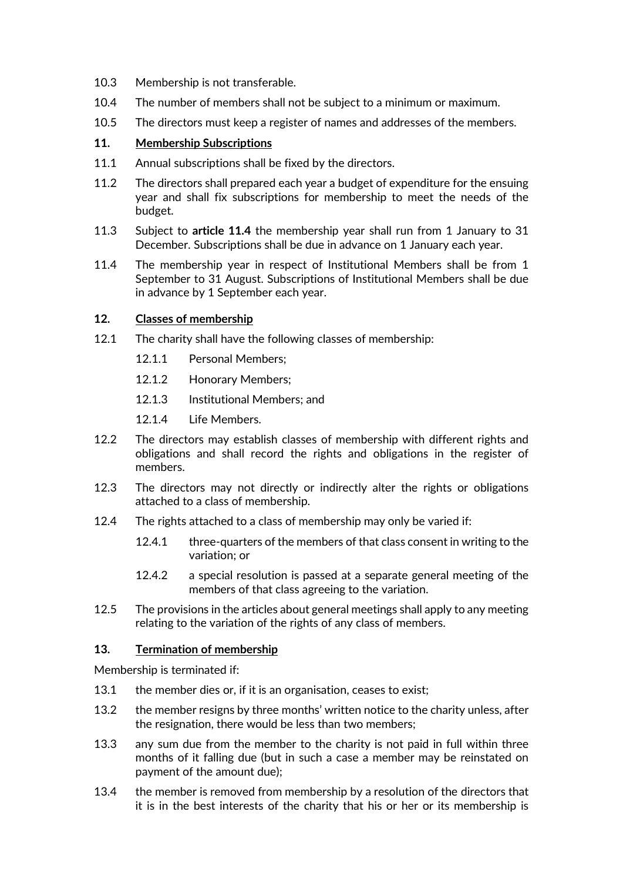10.3 Membership is not transferable.

10.4 The number of members shall not be subject to a minimum or maximum.

10.5 The directors must keep a register of names and addresses of the members.

**11. Membership Subscriptions**

11.1 Annual subscriptions shall be fixed by the directors.

11.2 The directors shall prepared each year a budget of expenditure for the ensuing year and shall fix subscriptions for membership to meet the needs of the budget.

11.3 Subject to **article 11.4** the membership year shall run from 1 January to 31 December. Subscriptions shall be due in advance on 1 January each year.

11.4 The membership year in respect of Institutional Members shall be from 1 September to 31 August. Subscriptions of Institutional Members shall be due in advance by 1 September each year.

**12. Classes of membership**

12.1 The charity shall have the following classes of membership:

- 12.1.1 Personal Members;
- 12.1.2 Honorary Members;
- 12.1.3 Institutional Members; and
- 12.1.4 Life Members.

12.2 The directors may establish classes of membership with different rights and obligations and shall record the rights and obligations in the register of members.

12.3 The directors may not directly or indirectly alter the rights or obligations attached to a class of membership.

12.4 The rights attached to a class of membership may only be varied if:

- 12.4.1 three-quarters of the members of that class consent in writing to the variation; or
- 12.4.2 a special resolution is passed at a separate general meeting of the members of that class agreeing to the variation.

12.5 The provisions in the articles about general meetings shall apply to any meeting relating to the variation of the rights of any class of members.

**13. Termination of membership**

Membership is terminated if:

13.1 the member dies or, if it is an organisation, ceases to exist;

13.2 the member resigns by three months' written notice to the charity unless, after the resignation, there would be less than two members;

13.3 any sum due from the member to the charity is not paid in full within three months of it falling due (but in such a case a member may be reinstated on payment of the amount due);

13.4 the member is removed from membership by a resolution of the directors that it is in the best interests of the charity that his or her or its membership is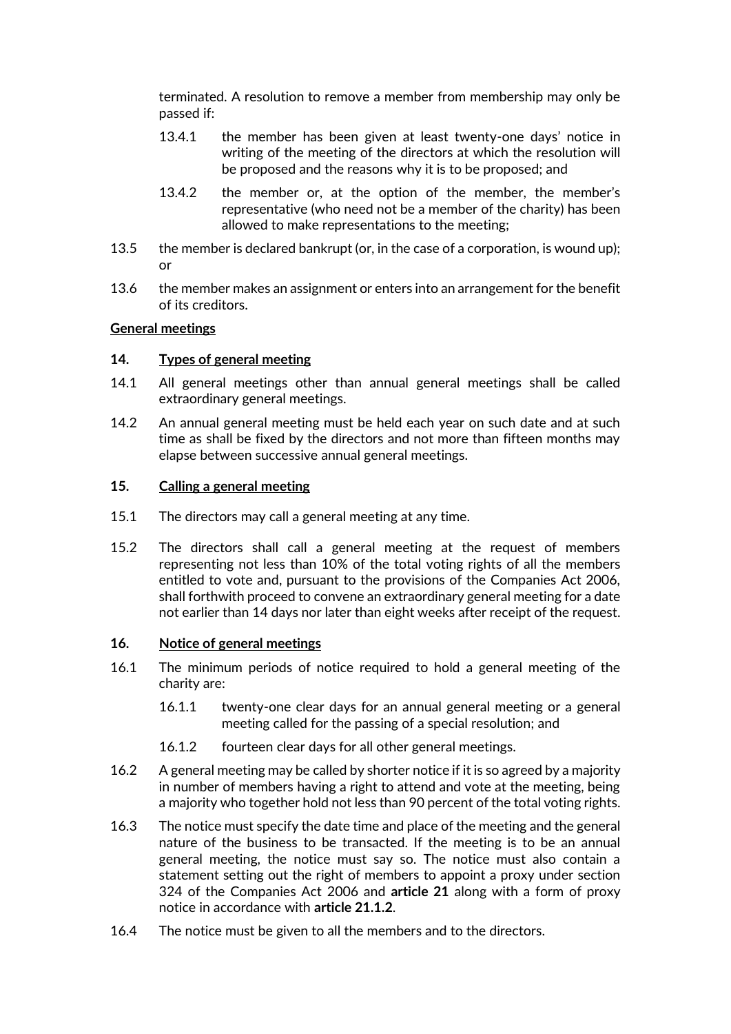terminated. A resolution to remove a member from membership may only be passed if:

13.4.1 the member has been given at least twenty-one days' notice in writing of the meeting of the directors at which the resolution will be proposed and the reasons why it is to be proposed; and

13.4.2 the member or, at the option of the member, the member's representative (who need not be a member of the charity) has been allowed to make representations to the meeting;

13.5 the member is declared bankrupt (or, in the case of a corporation, is wound up); or

13.6 the member makes an assignment or enters into an arrangement for the benefit of its creditors.

## General meetings

### 14. Types of general meeting

14.1 All general meetings other than annual general meetings shall be called extraordinary general meetings.

14.2 An annual general meeting must be held each year on such date and at such time as shall be fixed by the directors and not more than fifteen months may elapse between successive annual general meetings.

### 15. Calling a general meeting

15.1 The directors may call a general meeting at any time.

15.2 The directors shall call a general meeting at the request of members representing not less than 10% of the total voting rights of all the members entitled to vote and, pursuant to the provisions of the Companies Act 2006, shall forthwith proceed to convene an extraordinary general meeting for a date not earlier than 14 days nor later than eight weeks after receipt of the request.

### 16. Notice of general meetings

16.1 The minimum periods of notice required to hold a general meeting of the charity are:

16.1.1 twenty-one clear days for an annual general meeting or a general meeting called for the passing of a special resolution; and

16.1.2 fourteen clear days for all other general meetings.

16.2 A general meeting may be called by shorter notice if it is so agreed by a majority in number of members having a right to attend and vote at the meeting, being a majority who together hold not less than 90 percent of the total voting rights.

16.3 The notice must specify the date time and place of the meeting and the general nature of the business to be transacted. If the meeting is to be an annual general meeting, the notice must say so. The notice must also contain a statement setting out the right of members to appoint a proxy under section 324 of the Companies Act 2006 and **article 21** along with a form of proxy notice in accordance with **article 21.1.2**.

16.4 The notice must be given to all the members and to the directors.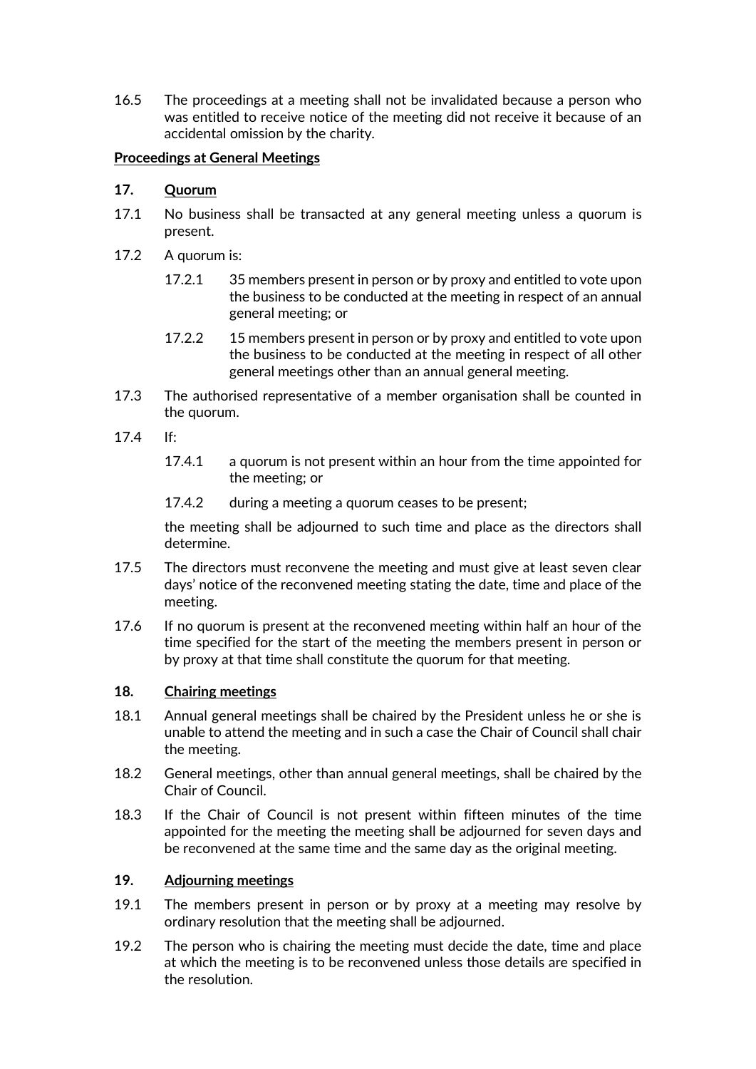16.5 The proceedings at a meeting shall not be invalidated because a person who was entitled to receive notice of the meeting did not receive it because of an accidental omission by the charity.

**Proceedings at General Meetings**

**17. Quorum**

17.1 No business shall be transacted at any general meeting unless a quorum is present.

17.2 A quorum is:

17.2.1 35 members present in person or by proxy and entitled to vote upon the business to be conducted at the meeting in respect of an annual general meeting; or

17.2.2 15 members present in person or by proxy and entitled to vote upon the business to be conducted at the meeting in respect of all other general meetings other than an annual general meeting.

17.3 The authorised representative of a member organisation shall be counted in the quorum.

17.4 If:

17.4.1 a quorum is not present within an hour from the time appointed for the meeting; or

17.4.2 during a meeting a quorum ceases to be present;

the meeting shall be adjourned to such time and place as the directors shall determine.

17.5 The directors must reconvene the meeting and must give at least seven clear days' notice of the reconvened meeting stating the date, time and place of the meeting.

17.6 If no quorum is present at the reconvened meeting within half an hour of the time specified for the start of the meeting the members present in person or by proxy at that time shall constitute the quorum for that meeting.

**18. Chairing meetings**

18.1 Annual general meetings shall be chaired by the President unless he or she is unable to attend the meeting and in such a case the Chair of Council shall chair the meeting.

18.2 General meetings, other than annual general meetings, shall be chaired by the Chair of Council.

18.3 If the Chair of Council is not present within fifteen minutes of the time appointed for the meeting the meeting shall be adjourned for seven days and be reconvened at the same time and the same day as the original meeting.

**19. Adjourning meetings**

19.1 The members present in person or by proxy at a meeting may resolve by ordinary resolution that the meeting shall be adjourned.

19.2 The person who is chairing the meeting must decide the date, time and place at which the meeting is to be reconvened unless those details are specified in the resolution.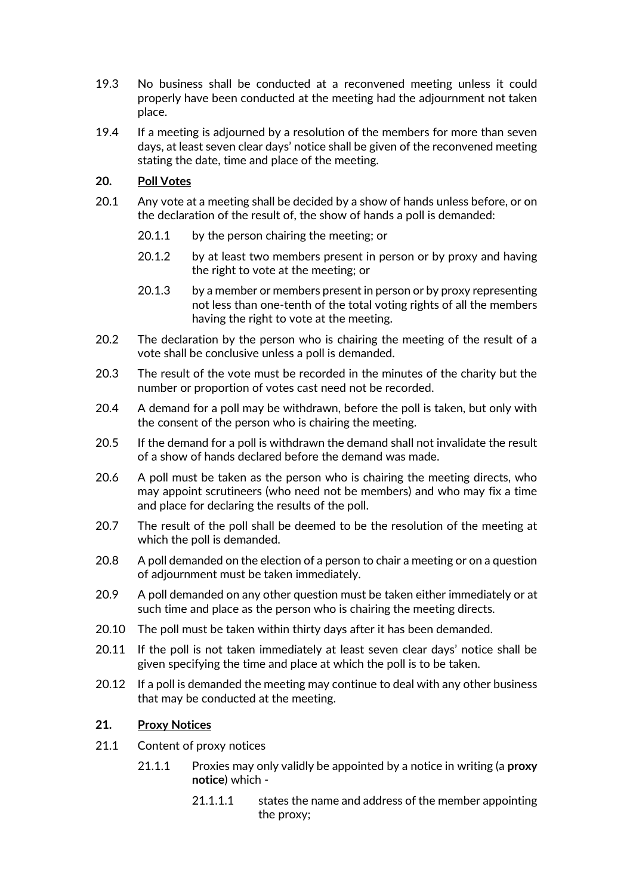19.3 No business shall be conducted at a reconvened meeting unless it could properly have been conducted at the meeting had the adjournment not taken place.

19.4 If a meeting is adjourned by a resolution of the members for more than seven days, at least seven clear days' notice shall be given of the reconvened meeting stating the date, time and place of the meeting.

## 20. Poll Votes

20.1 Any vote at a meeting shall be decided by a show of hands unless before, or on the declaration of the result of, the show of hands a poll is demanded:

- 20.1.1 by the person chairing the meeting; or
- 20.1.2 by at least two members present in person or by proxy and having the right to vote at the meeting; or
- 20.1.3 by a member or members present in person or by proxy representing not less than one-tenth of the total voting rights of all the members having the right to vote at the meeting.

20.2 The declaration by the person who is chairing the meeting of the result of a vote shall be conclusive unless a poll is demanded.

20.3 The result of the vote must be recorded in the minutes of the charity but the number or proportion of votes cast need not be recorded.

20.4 A demand for a poll may be withdrawn, before the poll is taken, but only with the consent of the person who is chairing the meeting.

20.5 If the demand for a poll is withdrawn the demand shall not invalidate the result of a show of hands declared before the demand was made.

20.6 A poll must be taken as the person who is chairing the meeting directs, who may appoint scrutineers (who need not be members) and who may fix a time and place for declaring the results of the poll.

20.7 The result of the poll shall be deemed to be the resolution of the meeting at which the poll is demanded.

20.8 A poll demanded on the election of a person to chair a meeting or on a question of adjournment must be taken immediately.

20.9 A poll demanded on any other question must be taken either immediately or at such time and place as the person who is chairing the meeting directs.

20.10 The poll must be taken within thirty days after it has been demanded.

20.11 If the poll is not taken immediately at least seven clear days' notice shall be given specifying the time and place at which the poll is to be taken.

20.12 If a poll is demanded the meeting may continue to deal with any other business that may be conducted at the meeting.

## 21. Proxy Notices

21.1 Content of proxy notices

- 21.1.1 Proxies may only validly be appointed by a notice in writing (a **proxy notice**) which -
  - 21.1.1.1 states the name and address of the member appointing the proxy;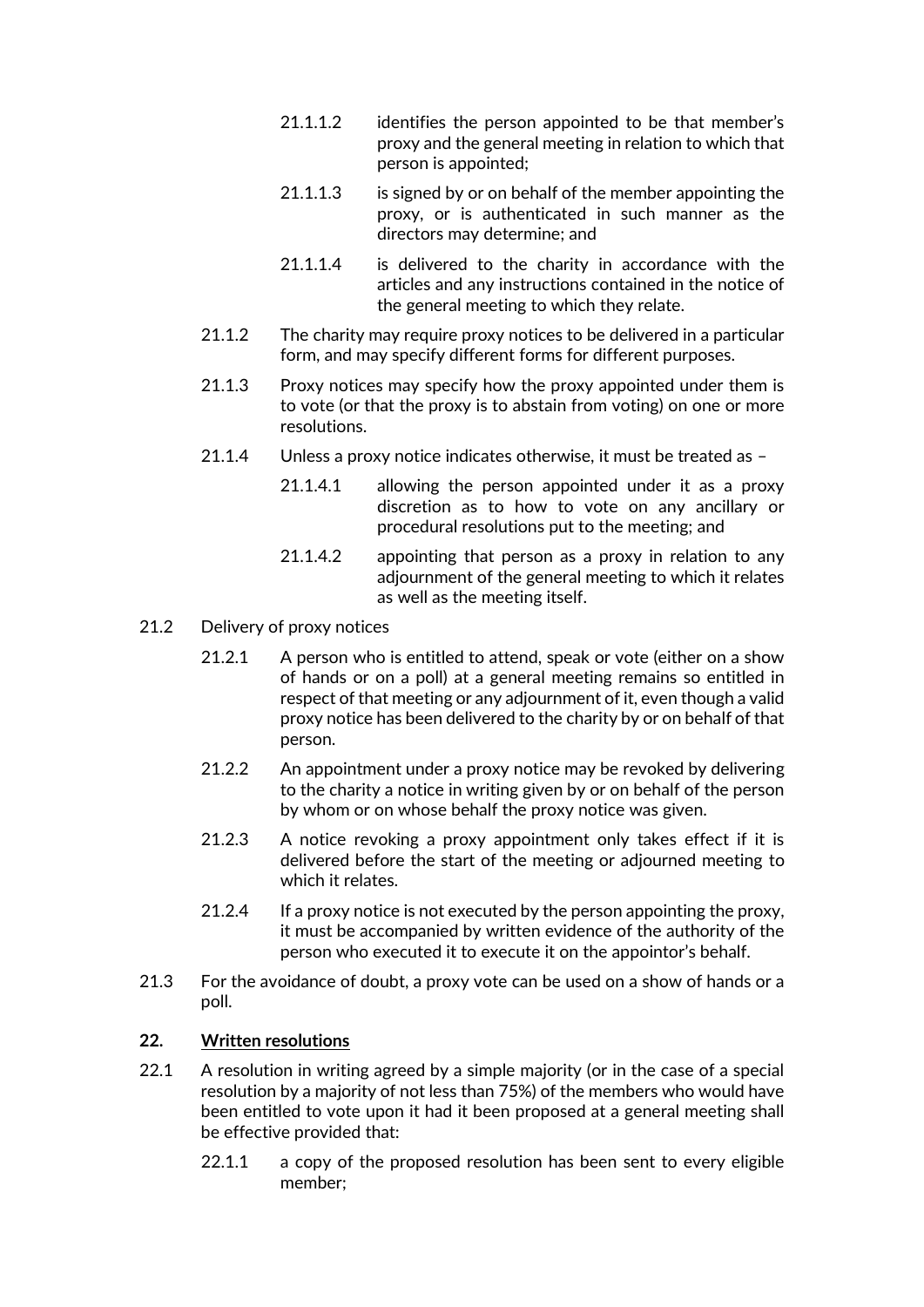21.1.1.2 identifies the person appointed to be that member's proxy and the general meeting in relation to which that person is appointed;

21.1.1.3 is signed by or on behalf of the member appointing the proxy, or is authenticated in such manner as the directors may determine; and

21.1.1.4 is delivered to the charity in accordance with the articles and any instructions contained in the notice of the general meeting to which they relate.

21.1.2 The charity may require proxy notices to be delivered in a particular form, and may specify different forms for different purposes.

21.1.3 Proxy notices may specify how the proxy appointed under them is to vote (or that the proxy is to abstain from voting) on one or more resolutions.

21.1.4 Unless a proxy notice indicates otherwise, it must be treated as –

21.1.4.1 allowing the person appointed under it as a proxy discretion as to how to vote on any ancillary or procedural resolutions put to the meeting; and

21.1.4.2 appointing that person as a proxy in relation to any adjournment of the general meeting to which it relates as well as the meeting itself.

21.2 Delivery of proxy notices

21.2.1 A person who is entitled to attend, speak or vote (either on a show of hands or on a poll) at a general meeting remains so entitled in respect of that meeting or any adjournment of it, even though a valid proxy notice has been delivered to the charity by or on behalf of that person.

21.2.2 An appointment under a proxy notice may be revoked by delivering to the charity a notice in writing given by or on behalf of the person by whom or on whose behalf the proxy notice was given.

21.2.3 A notice revoking a proxy appointment only takes effect if it is delivered before the start of the meeting or adjourned meeting to which it relates.

21.2.4 If a proxy notice is not executed by the person appointing the proxy, it must be accompanied by written evidence of the authority of the person who executed it to execute it on the appointor's behalf.

21.3 For the avoidance of doubt, a proxy vote can be used on a show of hands or a poll.

## 22. Written resolutions

22.1 A resolution in writing agreed by a simple majority (or in the case of a special resolution by a majority of not less than 75%) of the members who would have been entitled to vote upon it had it been proposed at a general meeting shall be effective provided that:

22.1.1 a copy of the proposed resolution has been sent to every eligible member;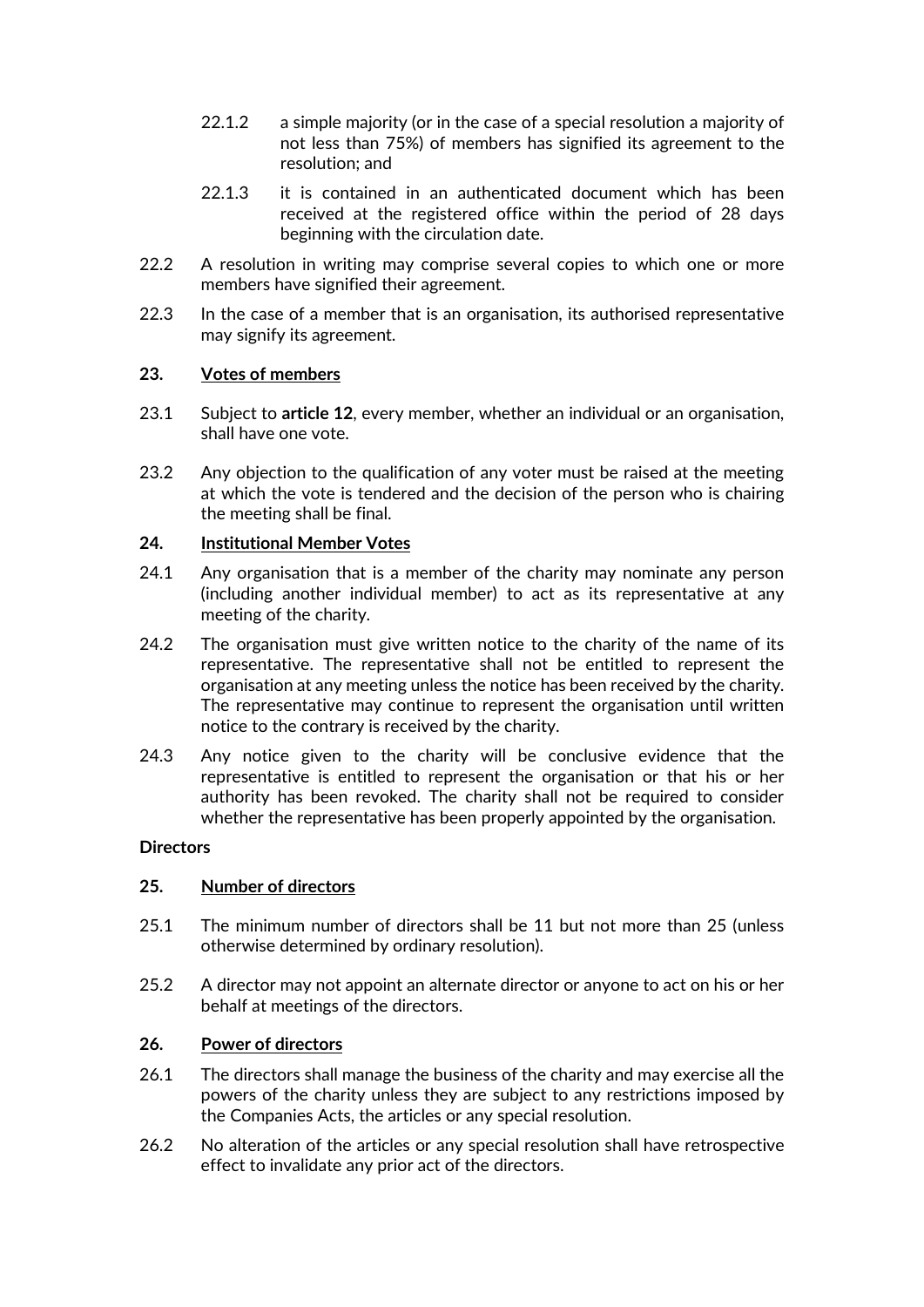22.1.2 a simple majority (or in the case of a special resolution a majority of not less than 75%) of members has signified its agreement to the resolution; and

22.1.3 it is contained in an authenticated document which has been received at the registered office within the period of 28 days beginning with the circulation date.

22.2 A resolution in writing may comprise several copies to which one or more members have signified their agreement.

22.3 In the case of a member that is an organisation, its authorised representative may signify its agreement.

### 23. Votes of members

23.1 Subject to **article 12**, every member, whether an individual or an organisation, shall have one vote.

23.2 Any objection to the qualification of any voter must be raised at the meeting at which the vote is tendered and the decision of the person who is chairing the meeting shall be final.

### 24. Institutional Member Votes

24.1 Any organisation that is a member of the charity may nominate any person (including another individual member) to act as its representative at any meeting of the charity.

24.2 The organisation must give written notice to the charity of the name of its representative. The representative shall not be entitled to represent the organisation at any meeting unless the notice has been received by the charity. The representative may continue to represent the organisation until written notice to the contrary is received by the charity.

24.3 Any notice given to the charity will be conclusive evidence that the representative is entitled to represent the organisation or that his or her authority has been revoked. The charity shall not be required to consider whether the representative has been properly appointed by the organisation.

## Directors

### 25. Number of directors

25.1 The minimum number of directors shall be 11 but not more than 25 (unless otherwise determined by ordinary resolution).

25.2 A director may not appoint an alternate director or anyone to act on his or her behalf at meetings of the directors.

### 26. Power of directors

26.1 The directors shall manage the business of the charity and may exercise all the powers of the charity unless they are subject to any restrictions imposed by the Companies Acts, the articles or any special resolution.

26.2 No alteration of the articles or any special resolution shall have retrospective effect to invalidate any prior act of the directors.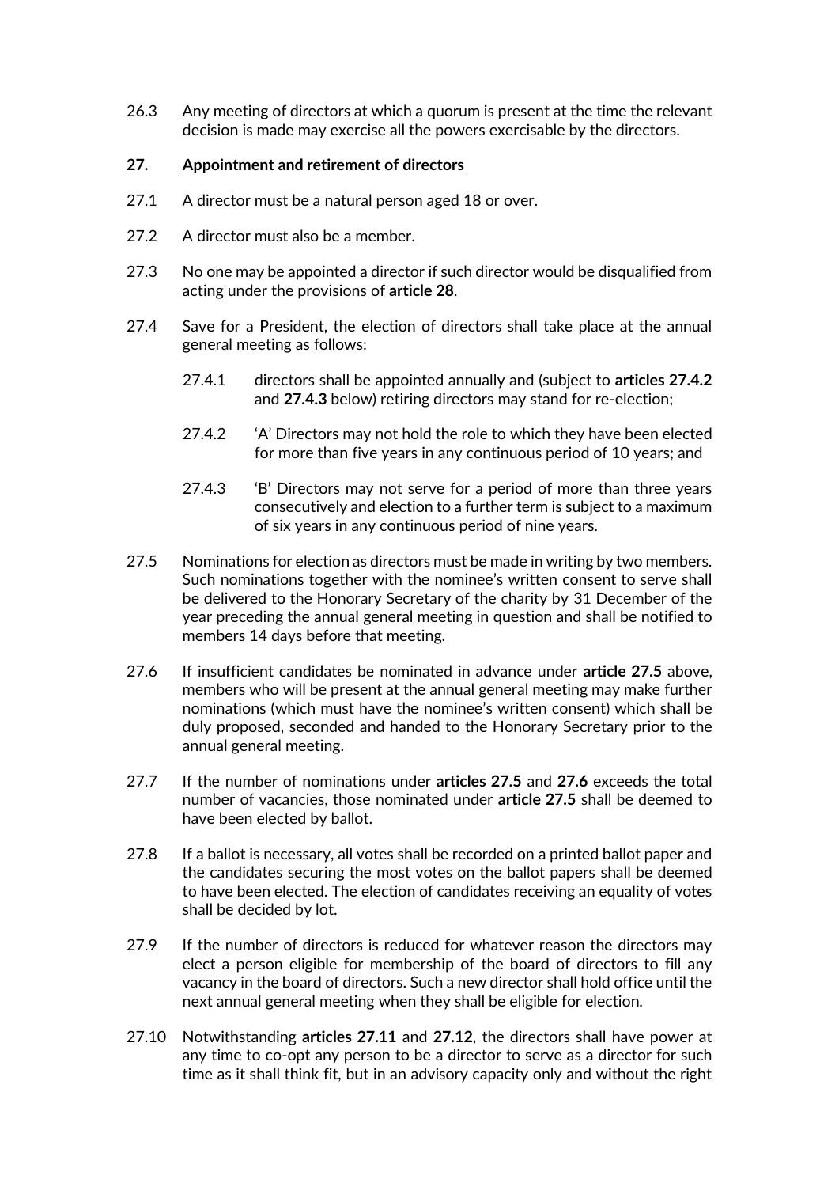26.3 Any meeting of directors at which a quorum is present at the time the relevant decision is made may exercise all the powers exercisable by the directors.

**27. Appointment and retirement of directors**

27.1 A director must be a natural person aged 18 or over.

27.2 A director must also be a member.

27.3 No one may be appointed a director if such director would be disqualified from acting under the provisions of **article 28**.

27.4 Save for a President, the election of directors shall take place at the annual general meeting as follows:

27.4.1 directors shall be appointed annually and (subject to **articles 27.4.2** and **27.4.3** below) retiring directors may stand for re-election;

27.4.2 'A' Directors may not hold the role to which they have been elected for more than five years in any continuous period of 10 years; and

27.4.3 'B' Directors may not serve for a period of more than three years consecutively and election to a further term is subject to a maximum of six years in any continuous period of nine years.

27.5 Nominations for election as directors must be made in writing by two members. Such nominations together with the nominee's written consent to serve shall be delivered to the Honorary Secretary of the charity by 31 December of the year preceding the annual general meeting in question and shall be notified to members 14 days before that meeting.

27.6 If insufficient candidates be nominated in advance under **article 27.5** above, members who will be present at the annual general meeting may make further nominations (which must have the nominee's written consent) which shall be duly proposed, seconded and handed to the Honorary Secretary prior to the annual general meeting.

27.7 If the number of nominations under **articles 27.5** and **27.6** exceeds the total number of vacancies, those nominated under **article 27.5** shall be deemed to have been elected by ballot.

27.8 If a ballot is necessary, all votes shall be recorded on a printed ballot paper and the candidates securing the most votes on the ballot papers shall be deemed to have been elected. The election of candidates receiving an equality of votes shall be decided by lot.

27.9 If the number of directors is reduced for whatever reason the directors may elect a person eligible for membership of the board of directors to fill any vacancy in the board of directors. Such a new director shall hold office until the next annual general meeting when they shall be eligible for election.

27.10 Notwithstanding **articles 27.11** and **27.12**, the directors shall have power at any time to co-opt any person to be a director to serve as a director for such time as it shall think fit, but in an advisory capacity only and without the right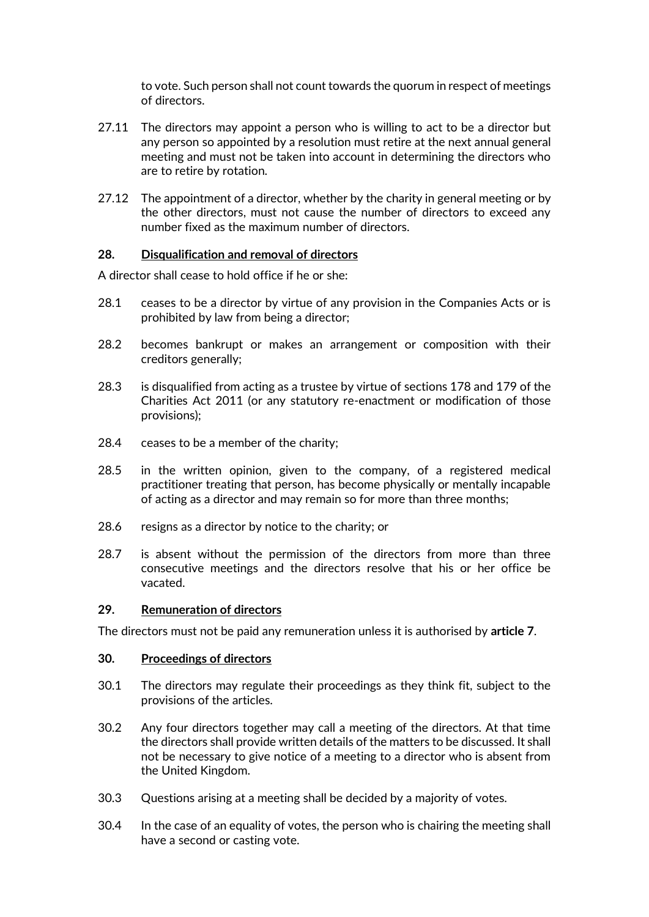to vote. Such person shall not count towards the quorum in respect of meetings of directors.

27.11 The directors may appoint a person who is willing to act to be a director but any person so appointed by a resolution must retire at the next annual general meeting and must not be taken into account in determining the directors who are to retire by rotation.

27.12 The appointment of a director, whether by the charity in general meeting or by the other directors, must not cause the number of directors to exceed any number fixed as the maximum number of directors.

**28. <u>Disqualification and removal of directors</u>**

A director shall cease to hold office if he or she:

28.1 ceases to be a director by virtue of any provision in the Companies Acts or is prohibited by law from being a director;

28.2 becomes bankrupt or makes an arrangement or composition with their creditors generally;

28.3 is disqualified from acting as a trustee by virtue of sections 178 and 179 of the Charities Act 2011 (or any statutory re-enactment or modification of those provisions);

28.4 ceases to be a member of the charity;

28.5 in the written opinion, given to the company, of a registered medical practitioner treating that person, has become physically or mentally incapable of acting as a director and may remain so for more than three months;

28.6 resigns as a director by notice to the charity; or

28.7 is absent without the permission of the directors from more than three consecutive meetings and the directors resolve that his or her office be vacated.

**29. <u>Remuneration of directors</u>**

The directors must not be paid any remuneration unless it is authorised by **article 7**.

**30. <u>Proceedings of directors</u>**

30.1 The directors may regulate their proceedings as they think fit, subject to the provisions of the articles.

30.2 Any four directors together may call a meeting of the directors. At that time the directors shall provide written details of the matters to be discussed. It shall not be necessary to give notice of a meeting to a director who is absent from the United Kingdom.

30.3 Questions arising at a meeting shall be decided by a majority of votes.

30.4 In the case of an equality of votes, the person who is chairing the meeting shall have a second or casting vote.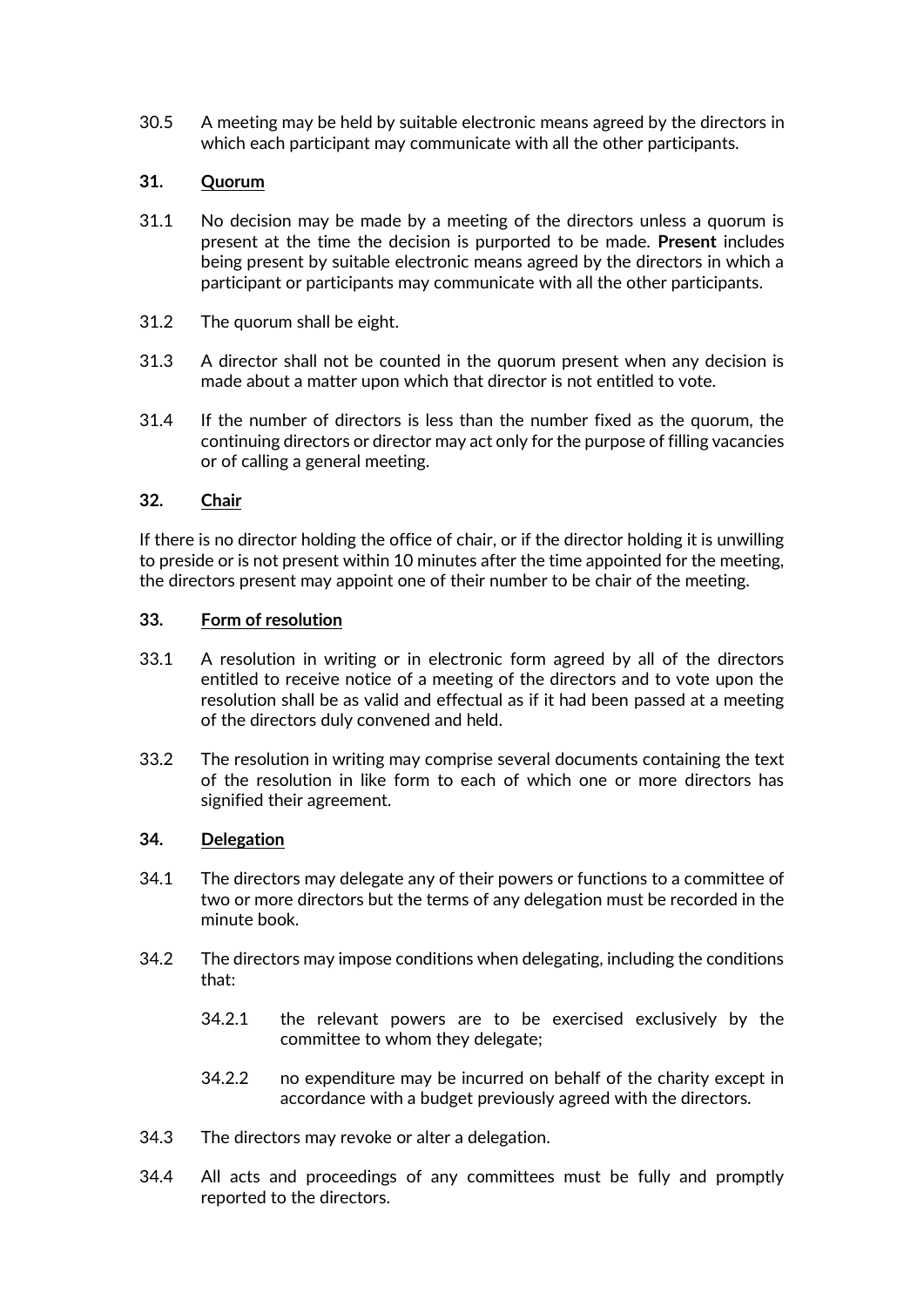30.5 A meeting may be held by suitable electronic means agreed by the directors in which each participant may communicate with all the other participants.

**31. Quorum**

31.1 No decision may be made by a meeting of the directors unless a quorum is present at the time the decision is purported to be made. **Present** includes being present by suitable electronic means agreed by the directors in which a participant or participants may communicate with all the other participants.

31.2 The quorum shall be eight.

31.3 A director shall not be counted in the quorum present when any decision is made about a matter upon which that director is not entitled to vote.

31.4 If the number of directors is less than the number fixed as the quorum, the continuing directors or director may act only for the purpose of filling vacancies or of calling a general meeting.

**32. Chair**

If there is no director holding the office of chair, or if the director holding it is unwilling to preside or is not present within 10 minutes after the time appointed for the meeting, the directors present may appoint one of their number to be chair of the meeting.

**33. Form of resolution**

33.1 A resolution in writing or in electronic form agreed by all of the directors entitled to receive notice of a meeting of the directors and to vote upon the resolution shall be as valid and effectual as if it had been passed at a meeting of the directors duly convened and held.

33.2 The resolution in writing may comprise several documents containing the text of the resolution in like form to each of which one or more directors has signified their agreement.

**34. Delegation**

34.1 The directors may delegate any of their powers or functions to a committee of two or more directors but the terms of any delegation must be recorded in the minute book.

34.2 The directors may impose conditions when delegating, including the conditions that:

- 34.2.1 the relevant powers are to be exercised exclusively by the committee to whom they delegate;
- 34.2.2 no expenditure may be incurred on behalf of the charity except in accordance with a budget previously agreed with the directors.

34.3 The directors may revoke or alter a delegation.

34.4 All acts and proceedings of any committees must be fully and promptly reported to the directors.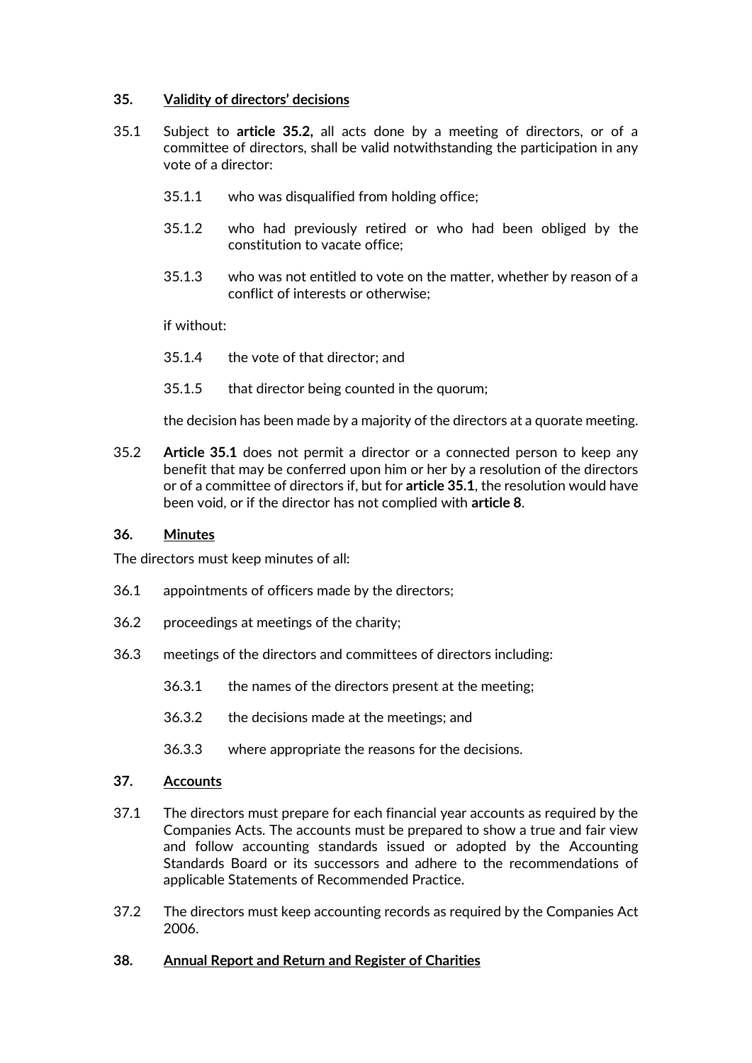## 35. <u>Validity of directors' decisions</u>

35.1 Subject to **article 35.2,** all acts done by a meeting of directors, or of a committee of directors, shall be valid notwithstanding the participation in any vote of a director:

- 35.1.1 who was disqualified from holding office;
- 35.1.2 who had previously retired or who had been obliged by the constitution to vacate office;
- 35.1.3 who was not entitled to vote on the matter, whether by reason of a conflict of interests or otherwise;

if without:

- 35.1.4 the vote of that director; and
- 35.1.5 that director being counted in the quorum;

the decision has been made by a majority of the directors at a quorate meeting.

35.2 **Article 35.1** does not permit a director or a connected person to keep any benefit that may be conferred upon him or her by a resolution of the directors or of a committee of directors if, but for **article 35.1**, the resolution would have been void, or if the director has not complied with **article 8**.

## 36. <u>Minutes</u>

The directors must keep minutes of all:

36.1 appointments of officers made by the directors;

36.2 proceedings at meetings of the charity;

36.3 meetings of the directors and committees of directors including:

- 36.3.1 the names of the directors present at the meeting;
- 36.3.2 the decisions made at the meetings; and
- 36.3.3 where appropriate the reasons for the decisions.

## 37. <u>Accounts</u>

37.1 The directors must prepare for each financial year accounts as required by the Companies Acts. The accounts must be prepared to show a true and fair view and follow accounting standards issued or adopted by the Accounting Standards Board or its successors and adhere to the recommendations of applicable Statements of Recommended Practice.

37.2 The directors must keep accounting records as required by the Companies Act 2006.

## 38. <u>Annual Report and Return and Register of Charities</u>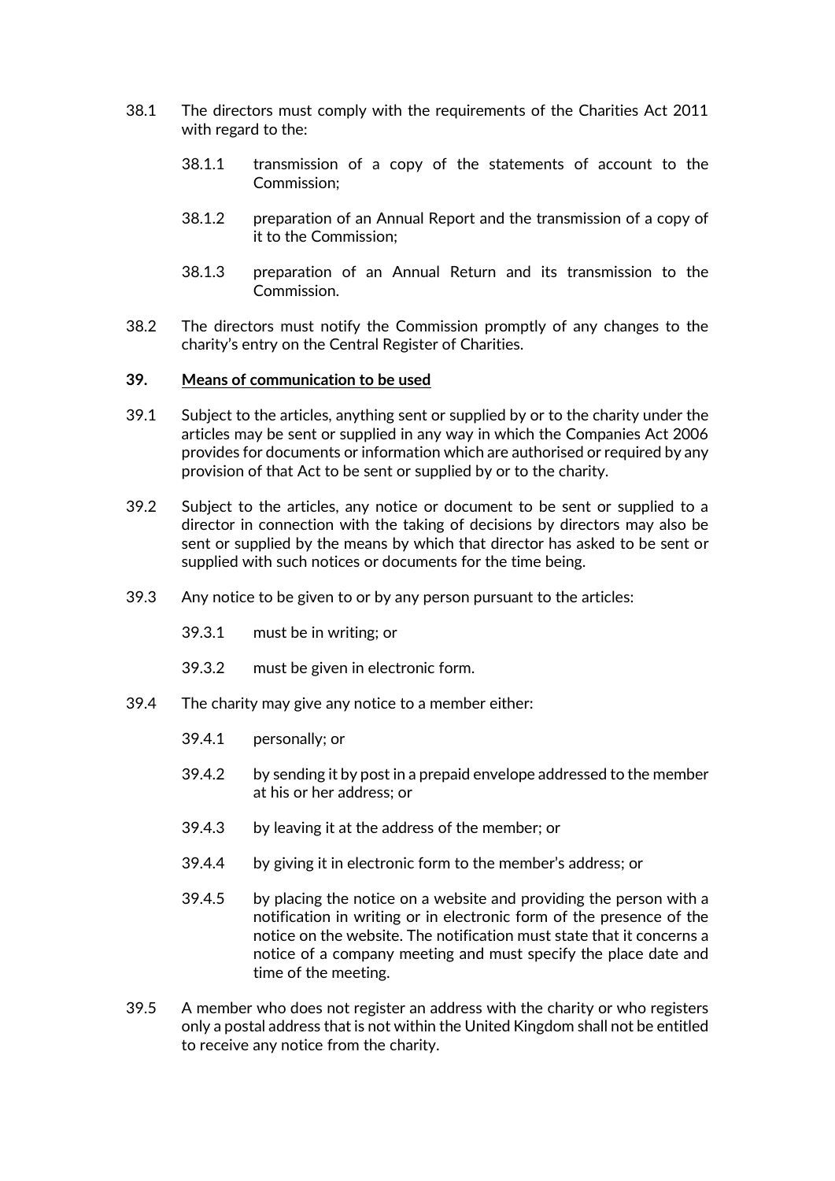38.1 The directors must comply with the requirements of the Charities Act 2011 with regard to the:

38.1.1 transmission of a copy of the statements of account to the Commission;

38.1.2 preparation of an Annual Report and the transmission of a copy of it to the Commission;

38.1.3 preparation of an Annual Return and its transmission to the Commission.

38.2 The directors must notify the Commission promptly of any changes to the charity's entry on the Central Register of Charities.

## 39. Means of communication to be used

39.1 Subject to the articles, anything sent or supplied by or to the charity under the articles may be sent or supplied in any way in which the Companies Act 2006 provides for documents or information which are authorised or required by any provision of that Act to be sent or supplied by or to the charity.

39.2 Subject to the articles, any notice or document to be sent or supplied to a director in connection with the taking of decisions by directors may also be sent or supplied by the means by which that director has asked to be sent or supplied with such notices or documents for the time being.

39.3 Any notice to be given to or by any person pursuant to the articles:

39.3.1 must be in writing; or

39.3.2 must be given in electronic form.

39.4 The charity may give any notice to a member either:

39.4.1 personally; or

39.4.2 by sending it by post in a prepaid envelope addressed to the member at his or her address; or

39.4.3 by leaving it at the address of the member; or

39.4.4 by giving it in electronic form to the member's address; or

39.4.5 by placing the notice on a website and providing the person with a notification in writing or in electronic form of the presence of the notice on the website. The notification must state that it concerns a notice of a company meeting and must specify the place date and time of the meeting.

39.5 A member who does not register an address with the charity or who registers only a postal address that is not within the United Kingdom shall not be entitled to receive any notice from the charity.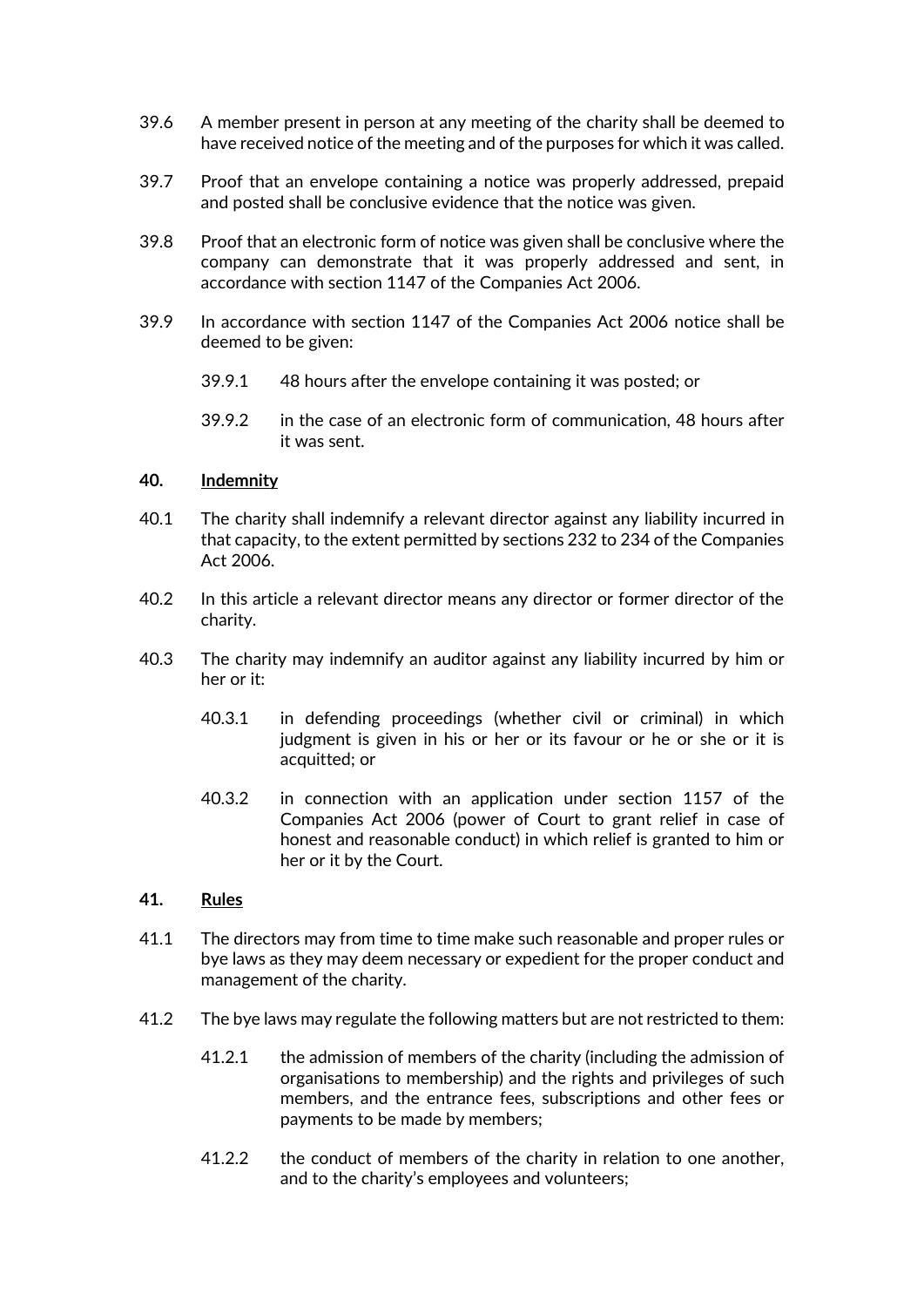39.6 A member present in person at any meeting of the charity shall be deemed to have received notice of the meeting and of the purposes for which it was called.

39.7 Proof that an envelope containing a notice was properly addressed, prepaid and posted shall be conclusive evidence that the notice was given.

39.8 Proof that an electronic form of notice was given shall be conclusive where the company can demonstrate that it was properly addressed and sent, in accordance with section 1147 of the Companies Act 2006.

39.9 In accordance with section 1147 of the Companies Act 2006 notice shall be deemed to be given:

> 39.9.1 48 hours after the envelope containing it was posted; or
>
> 39.9.2 in the case of an electronic form of communication, 48 hours after it was sent.

**40. <u>Indemnity</u>**

40.1 The charity shall indemnify a relevant director against any liability incurred in that capacity, to the extent permitted by sections 232 to 234 of the Companies Act 2006.

40.2 In this article a relevant director means any director or former director of the charity.

40.3 The charity may indemnify an auditor against any liability incurred by him or her or it:

> 40.3.1 in defending proceedings (whether civil or criminal) in which judgment is given in his or her or its favour or he or she or it is acquitted; or
>
> 40.3.2 in connection with an application under section 1157 of the Companies Act 2006 (power of Court to grant relief in case of honest and reasonable conduct) in which relief is granted to him or her or it by the Court.

**41. <u>Rules</u>**

41.1 The directors may from time to time make such reasonable and proper rules or bye laws as they may deem necessary or expedient for the proper conduct and management of the charity.

41.2 The bye laws may regulate the following matters but are not restricted to them:

> 41.2.1 the admission of members of the charity (including the admission of organisations to membership) and the rights and privileges of such members, and the entrance fees, subscriptions and other fees or payments to be made by members;
>
> 41.2.2 the conduct of members of the charity in relation to one another, and to the charity's employees and volunteers;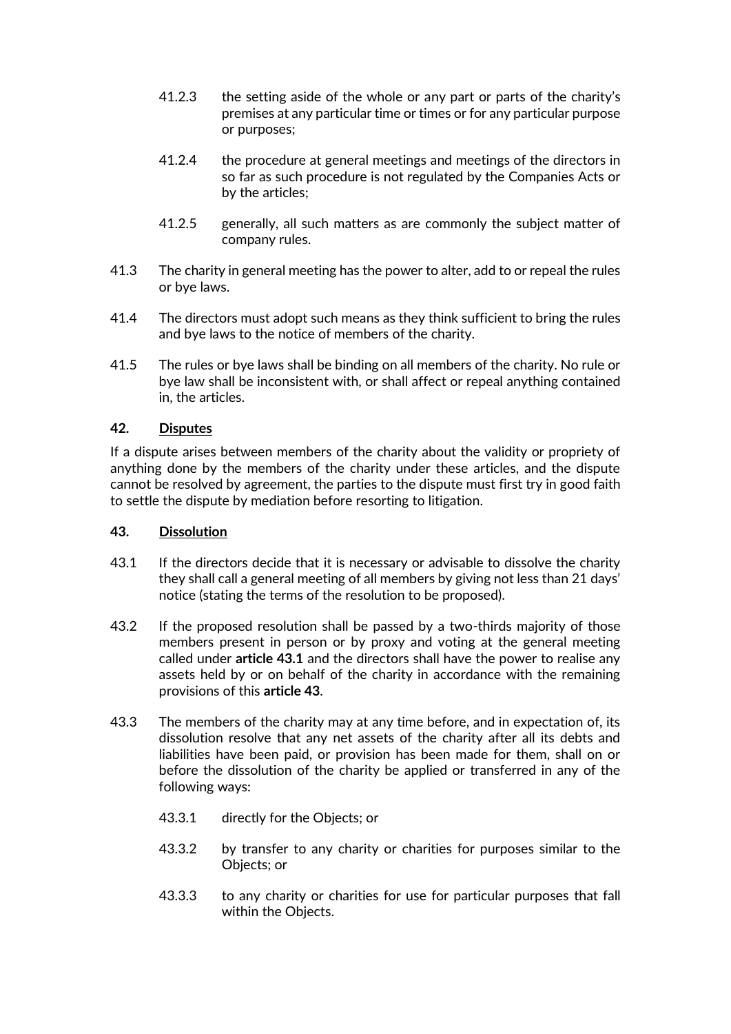41.2.3 the setting aside of the whole or any part or parts of the charity's premises at any particular time or times or for any particular purpose or purposes;

41.2.4 the procedure at general meetings and meetings of the directors in so far as such procedure is not regulated by the Companies Acts or by the articles;

41.2.5 generally, all such matters as are commonly the subject matter of company rules.

41.3 The charity in general meeting has the power to alter, add to or repeal the rules or bye laws.

41.4 The directors must adopt such means as they think sufficient to bring the rules and bye laws to the notice of members of the charity.

41.5 The rules or bye laws shall be binding on all members of the charity. No rule or bye law shall be inconsistent with, or shall affect or repeal anything contained in, the articles.

**42. Disputes**

If a dispute arises between members of the charity about the validity or propriety of anything done by the members of the charity under these articles, and the dispute cannot be resolved by agreement, the parties to the dispute must first try in good faith to settle the dispute by mediation before resorting to litigation.

**43. Dissolution**

43.1 If the directors decide that it is necessary or advisable to dissolve the charity they shall call a general meeting of all members by giving not less than 21 days' notice (stating the terms of the resolution to be proposed).

43.2 If the proposed resolution shall be passed by a two-thirds majority of those members present in person or by proxy and voting at the general meeting called under **article 43.1** and the directors shall have the power to realise any assets held by or on behalf of the charity in accordance with the remaining provisions of this **article 43**.

43.3 The members of the charity may at any time before, and in expectation of, its dissolution resolve that any net assets of the charity after all its debts and liabilities have been paid, or provision has been made for them, shall on or before the dissolution of the charity be applied or transferred in any of the following ways:

43.3.1 directly for the Objects; or

43.3.2 by transfer to any charity or charities for purposes similar to the Objects; or

43.3.3 to any charity or charities for use for particular purposes that fall within the Objects.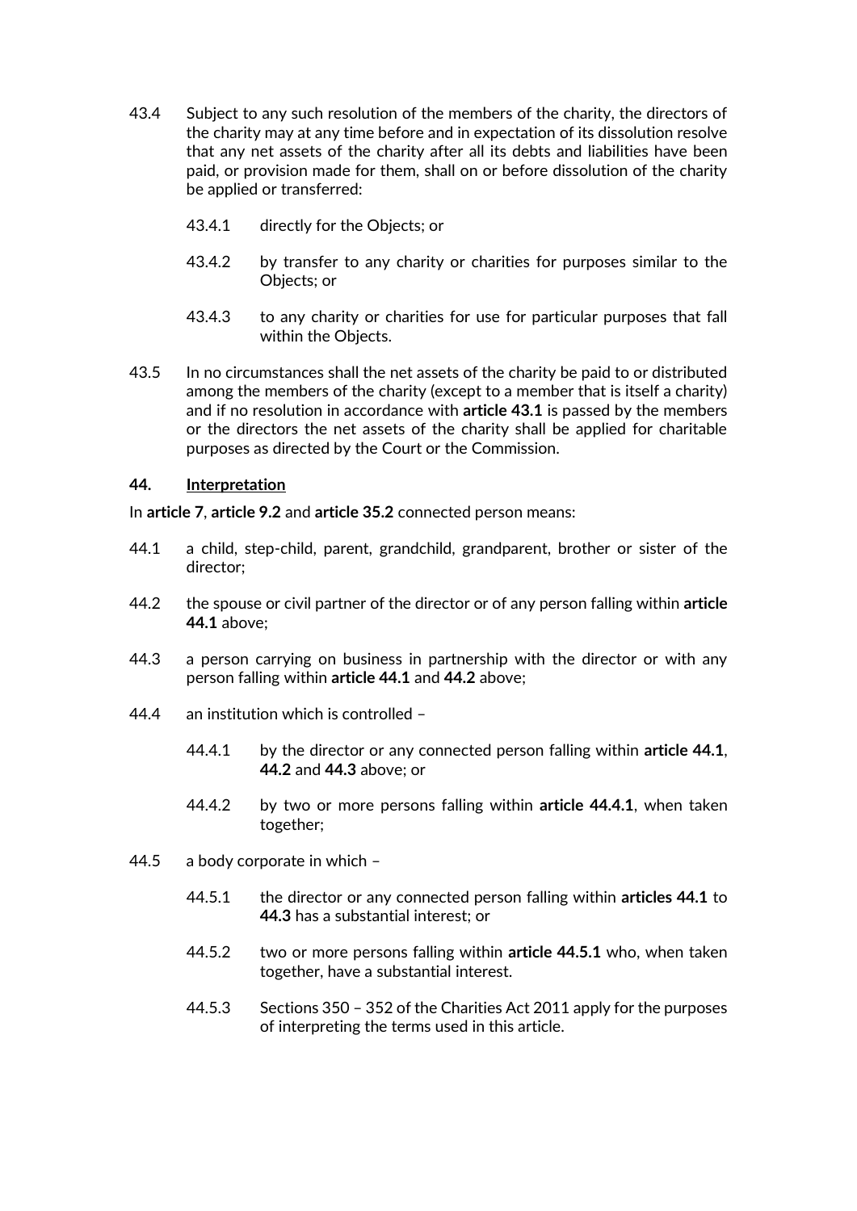43.4 Subject to any such resolution of the members of the charity, the directors of the charity may at any time before and in expectation of its dissolution resolve that any net assets of the charity after all its debts and liabilities have been paid, or provision made for them, shall on or before dissolution of the charity be applied or transferred:

43.4.1 directly for the Objects; or

43.4.2 by transfer to any charity or charities for purposes similar to the Objects; or

43.4.3 to any charity or charities for use for particular purposes that fall within the Objects.

43.5 In no circumstances shall the net assets of the charity be paid to or distributed among the members of the charity (except to a member that is itself a charity) and if no resolution in accordance with **article 43.1** is passed by the members or the directors the net assets of the charity shall be applied for charitable purposes as directed by the Court or the Commission.

## 44. Interpretation

In **article 7**, **article 9.2** and **article 35.2** connected person means:

44.1 a child, step-child, parent, grandchild, grandparent, brother or sister of the director;

44.2 the spouse or civil partner of the director or of any person falling within **article 44.1** above;

44.3 a person carrying on business in partnership with the director or with any person falling within **article 44.1** and **44.2** above;

44.4 an institution which is controlled –

44.4.1 by the director or any connected person falling within **article 44.1**, **44.2** and **44.3** above; or

44.4.2 by two or more persons falling within **article 44.4.1**, when taken together;

44.5 a body corporate in which –

44.5.1 the director or any connected person falling within **articles 44.1** to **44.3** has a substantial interest; or

44.5.2 two or more persons falling within **article 44.5.1** who, when taken together, have a substantial interest.

44.5.3 Sections 350 – 352 of the Charities Act 2011 apply for the purposes of interpreting the terms used in this article.